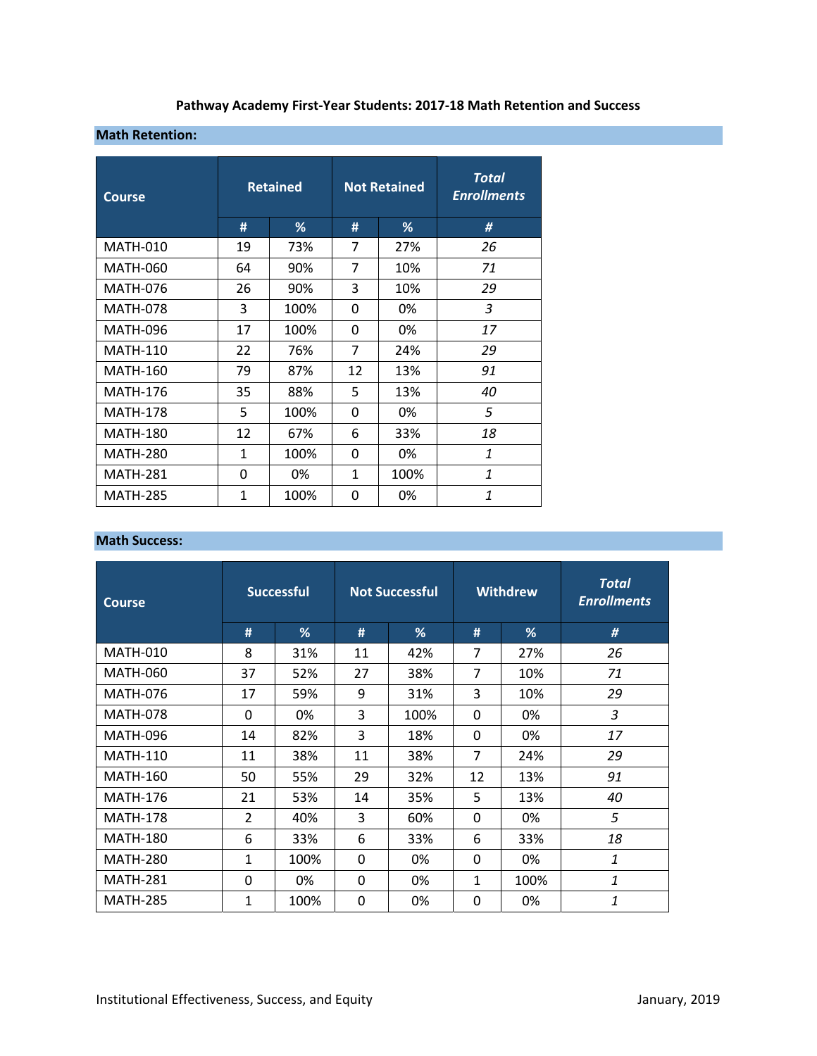**Pathway Academy First-Year Students: 2017-18 Math Retention and Success**

## Math Retention:

| Course | Retained | | Not Retained | | *Total Enrollments* |
|---|---|---|---|---|---|
| | # | % | # | % | # |
| MATH-010 | 19 | 73% | 7 | 27% | *26* |
| MATH-060 | 64 | 90% | 7 | 10% | *71* |
| MATH-076 | 26 | 90% | 3 | 10% | *29* |
| MATH-078 | 3 | 100% | 0 | 0% | *3* |
| MATH-096 | 17 | 100% | 0 | 0% | *17* |
| MATH-110 | 22 | 76% | 7 | 24% | *29* |
| MATH-160 | 79 | 87% | 12 | 13% | *91* |
| MATH-176 | 35 | 88% | 5 | 13% | *40* |
| MATH-178 | 5 | 100% | 0 | 0% | *5* |
| MATH-180 | 12 | 67% | 6 | 33% | *18* |
| MATH-280 | 1 | 100% | 0 | 0% | *1* |
| MATH-281 | 0 | 0% | 1 | 100% | *1* |
| MATH-285 | 1 | 100% | 0 | 0% | *1* |

## Math Success:

| Course | Successful | | Not Successful | | Withdrew | | *Total Enrollments* |
|---|---|---|---|---|---|---|---|
| | # | % | # | % | # | % | # |
| MATH-010 | 8 | 31% | 11 | 42% | 7 | 27% | *26* |
| MATH-060 | 37 | 52% | 27 | 38% | 7 | 10% | *71* |
| MATH-076 | 17 | 59% | 9 | 31% | 3 | 10% | *29* |
| MATH-078 | 0 | 0% | 3 | 100% | 0 | 0% | *3* |
| MATH-096 | 14 | 82% | 3 | 18% | 0 | 0% | *17* |
| MATH-110 | 11 | 38% | 11 | 38% | 7 | 24% | *29* |
| MATH-160 | 50 | 55% | 29 | 32% | 12 | 13% | *91* |
| MATH-176 | 21 | 53% | 14 | 35% | 5 | 13% | *40* |
| MATH-178 | 2 | 40% | 3 | 60% | 0 | 0% | *5* |
| MATH-180 | 6 | 33% | 6 | 33% | 6 | 33% | *18* |
| MATH-280 | 1 | 100% | 0 | 0% | 0 | 0% | *1* |
| MATH-281 | 0 | 0% | 0 | 0% | 1 | 100% | *1* |
| MATH-285 | 1 | 100% | 0 | 0% | 0 | 0% | *1* |

Institutional Effectiveness, Success, and Equity — January, 2019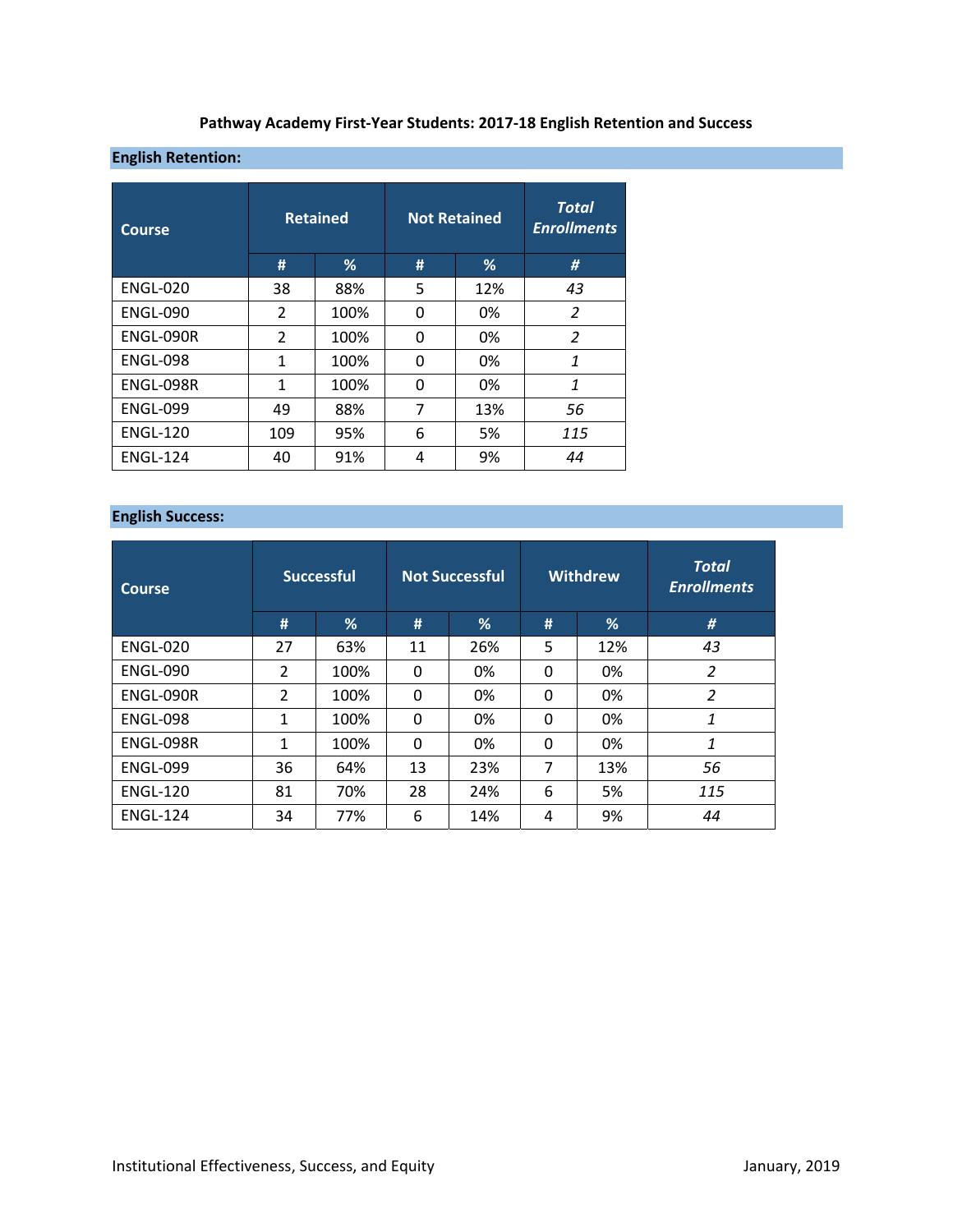**Pathway Academy First-Year Students: 2017-18 English Retention and Success**

## English Retention:

| Course | Retained | | Not Retained | | *Total Enrollments* |
|---|---|---|---|---|---|
| | # | % | # | % | # |
| ENGL-020 | 38 | 88% | 5 | 12% | *43* |
| ENGL-090 | 2 | 100% | 0 | 0% | *2* |
| ENGL-090R | 2 | 100% | 0 | 0% | *2* |
| ENGL-098 | 1 | 100% | 0 | 0% | *1* |
| ENGL-098R | 1 | 100% | 0 | 0% | *1* |
| ENGL-099 | 49 | 88% | 7 | 13% | *56* |
| ENGL-120 | 109 | 95% | 6 | 5% | *115* |
| ENGL-124 | 40 | 91% | 4 | 9% | *44* |

## English Success:

| Course | Successful | | Not Successful | | Withdrew | | *Total Enrollments* |
|---|---|---|---|---|---|---|---|
| | # | % | # | % | # | % | # |
| ENGL-020 | 27 | 63% | 11 | 26% | 5 | 12% | *43* |
| ENGL-090 | 2 | 100% | 0 | 0% | 0 | 0% | *2* |
| ENGL-090R | 2 | 100% | 0 | 0% | 0 | 0% | *2* |
| ENGL-098 | 1 | 100% | 0 | 0% | 0 | 0% | *1* |
| ENGL-098R | 1 | 100% | 0 | 0% | 0 | 0% | *1* |
| ENGL-099 | 36 | 64% | 13 | 23% | 7 | 13% | *56* |
| ENGL-120 | 81 | 70% | 28 | 24% | 6 | 5% | *115* |
| ENGL-124 | 34 | 77% | 6 | 14% | 4 | 9% | *44* |